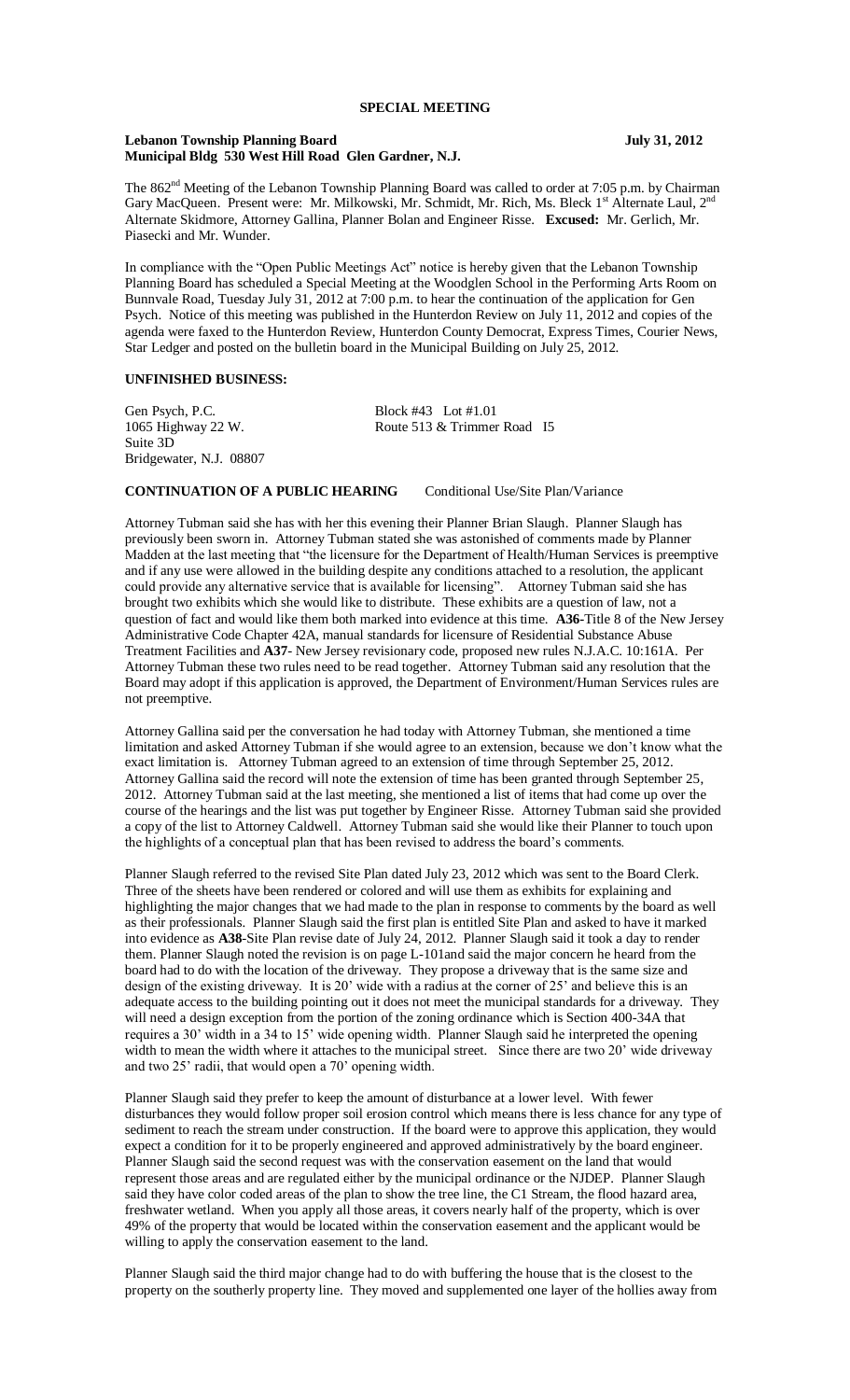## SPECIAL MEETING

**Lebanon Township Planning Board** **July 31, 2012**
**Municipal Bldg 530 West Hill Road Glen Gardner, N.J.**

The 862nd Meeting of the Lebanon Township Planning Board was called to order at 7:05 p.m. by Chairman Gary MacQueen. Present were: Mr. Milkowski, Mr. Schmidt, Mr. Rich, Ms. Bleck 1st Alternate Laul, 2nd Alternate Skidmore, Attorney Gallina, Planner Bolan and Engineer Risse. **Excused:** Mr. Gerlich, Mr. Piasecki and Mr. Wunder.

In compliance with the "Open Public Meetings Act" notice is hereby given that the Lebanon Township Planning Board has scheduled a Special Meeting at the Woodglen School in the Performing Arts Room on Bunnvale Road, Tuesday July 31, 2012 at 7:00 p.m. to hear the continuation of the application for Gen Psych. Notice of this meeting was published in the Hunterdon Review on July 11, 2012 and copies of the agenda were faxed to the Hunterdon Review, Hunterdon County Democrat, Express Times, Courier News, Star Ledger and posted on the bulletin board in the Municipal Building on July 25, 2012.

**UNFINISHED BUSINESS:**

Gen Psych, P.C. Block #43 Lot #1.01
1065 Highway 22 W. Route 513 & Trimmer Road I5
Suite 3D
Bridgewater, N.J. 08807

**CONTINUATION OF A PUBLIC HEARING** Conditional Use/Site Plan/Variance

Attorney Tubman said she has with her this evening their Planner Brian Slaugh. Planner Slaugh has previously been sworn in. Attorney Tubman stated she was astonished of comments made by Planner Madden at the last meeting that "the licensure for the Department of Health/Human Services is preemptive and if any use were allowed in the building despite any conditions attached to a resolution, the applicant could provide any alternative service that is available for licensing". Attorney Tubman said she has brought two exhibits which she would like to distribute. These exhibits are a question of law, not a question of fact and would like them both marked into evidence at this time. **A36-**Title 8 of the New Jersey Administrative Code Chapter 42A, manual standards for licensure of Residential Substance Abuse Treatment Facilities and **A37**- New Jersey revisionary code, proposed new rules N.J.A.C. 10:161A. Per Attorney Tubman these two rules need to be read together. Attorney Tubman said any resolution that the Board may adopt if this application is approved, the Department of Environment/Human Services rules are not preemptive.

Attorney Gallina said per the conversation he had today with Attorney Tubman, she mentioned a time limitation and asked Attorney Tubman if she would agree to an extension, because we don't know what the exact limitation is. Attorney Tubman agreed to an extension of time through September 25, 2012. Attorney Gallina said the record will note the extension of time has been granted through September 25, 2012. Attorney Tubman said at the last meeting, she mentioned a list of items that had come up over the course of the hearings and the list was put together by Engineer Risse. Attorney Tubman said she provided a copy of the list to Attorney Caldwell. Attorney Tubman said she would like their Planner to touch upon the highlights of a conceptual plan that has been revised to address the board's comments.

Planner Slaugh referred to the revised Site Plan dated July 23, 2012 which was sent to the Board Clerk. Three of the sheets have been rendered or colored and will use them as exhibits for explaining and highlighting the major changes that we had made to the plan in response to comments by the board as well as their professionals. Planner Slaugh said the first plan is entitled Site Plan and asked to have it marked into evidence as **A38-**Site Plan revise date of July 24, 2012. Planner Slaugh said it took a day to render them. Planner Slaugh noted the revision is on page L-101and said the major concern he heard from the board had to do with the location of the driveway. They propose a driveway that is the same size and design of the existing driveway. It is 20' wide with a radius at the corner of 25' and believe this is an adequate access to the building pointing out it does not meet the municipal standards for a driveway. They will need a design exception from the portion of the zoning ordinance which is Section 400-34A that requires a 30' width in a 34 to 15' wide opening width. Planner Slaugh said he interpreted the opening width to mean the width where it attaches to the municipal street. Since there are two 20' wide driveway and two 25' radii, that would open a 70' opening width.

Planner Slaugh said they prefer to keep the amount of disturbance at a lower level. With fewer disturbances they would follow proper soil erosion control which means there is less chance for any type of sediment to reach the stream under construction. If the board were to approve this application, they would expect a condition for it to be properly engineered and approved administratively by the board engineer. Planner Slaugh said the second request was with the conservation easement on the land that would represent those areas and are regulated either by the municipal ordinance or the NJDEP. Planner Slaugh said they have color coded areas of the plan to show the tree line, the C1 Stream, the flood hazard area, freshwater wetland. When you apply all those areas, it covers nearly half of the property, which is over 49% of the property that would be located within the conservation easement and the applicant would be willing to apply the conservation easement to the land.

Planner Slaugh said the third major change had to do with buffering the house that is the closest to the property on the southerly property line. They moved and supplemented one layer of the hollies away from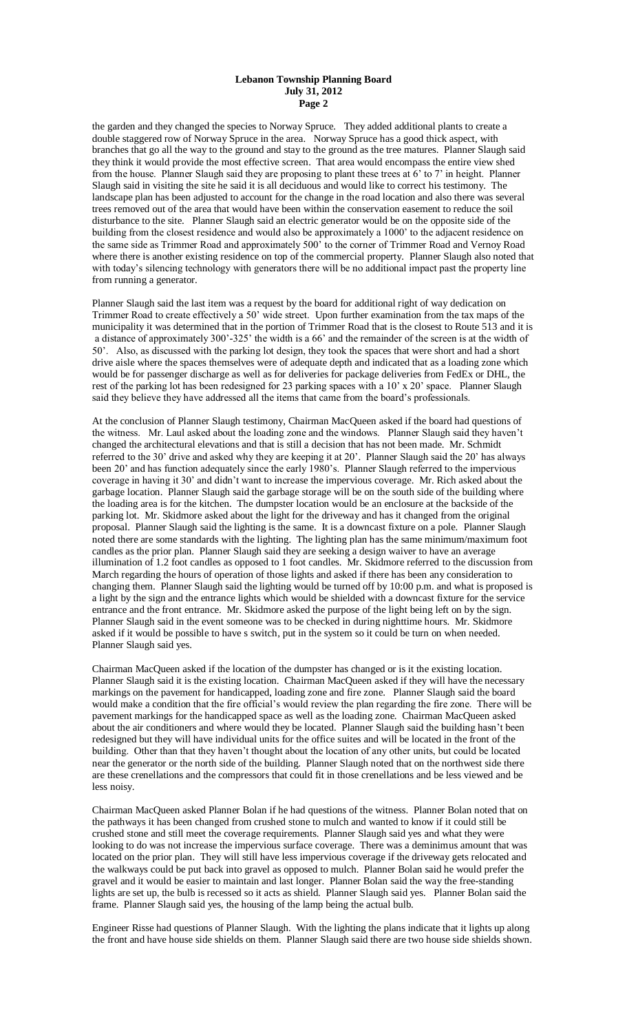the garden and they changed the species to Norway Spruce. They added additional plants to create a double staggered row of Norway Spruce in the area. Norway Spruce has a good thick aspect, with branches that go all the way to the ground and stay to the ground as the tree matures. Planner Slaugh said they think it would provide the most effective screen. That area would encompass the entire view shed from the house. Planner Slaugh said they are proposing to plant these trees at 6' to 7' in height. Planner Slaugh said in visiting the site he said it is all deciduous and would like to correct his testimony. The landscape plan has been adjusted to account for the change in the road location and also there was several trees removed out of the area that would have been within the conservation easement to reduce the soil disturbance to the site. Planner Slaugh said an electric generator would be on the opposite side of the building from the closest residence and would also be approximately a 1000' to the adjacent residence on the same side as Trimmer Road and approximately 500' to the corner of Trimmer Road and Vernoy Road where there is another existing residence on top of the commercial property. Planner Slaugh also noted that with today's silencing technology with generators there will be no additional impact past the property line from running a generator.

Planner Slaugh said the last item was a request by the board for additional right of way dedication on Trimmer Road to create effectively a 50' wide street. Upon further examination from the tax maps of the municipality it was determined that in the portion of Trimmer Road that is the closest to Route 513 and it is a distance of approximately 300'-325' the width is a 66' and the remainder of the screen is at the width of 50'. Also, as discussed with the parking lot design, they took the spaces that were short and had a short drive aisle where the spaces themselves were of adequate depth and indicated that as a loading zone which would be for passenger discharge as well as for deliveries for package deliveries from FedEx or DHL, the rest of the parking lot has been redesigned for 23 parking spaces with a 10' x 20' space. Planner Slaugh said they believe they have addressed all the items that came from the board's professionals.

At the conclusion of Planner Slaugh testimony, Chairman MacQueen asked if the board had questions of the witness. Mr. Laul asked about the loading zone and the windows. Planner Slaugh said they haven't changed the architectural elevations and that is still a decision that has not been made. Mr. Schmidt referred to the 30' drive and asked why they are keeping it at 20'. Planner Slaugh said the 20' has always been 20' and has function adequately since the early 1980's. Planner Slaugh referred to the impervious coverage in having it 30' and didn't want to increase the impervious coverage. Mr. Rich asked about the garbage location. Planner Slaugh said the garbage storage will be on the south side of the building where the loading area is for the kitchen. The dumpster location would be an enclosure at the backside of the parking lot. Mr. Skidmore asked about the light for the driveway and has it changed from the original proposal. Planner Slaugh said the lighting is the same. It is a downcast fixture on a pole. Planner Slaugh noted there are some standards with the lighting. The lighting plan has the same minimum/maximum foot candles as the prior plan. Planner Slaugh said they are seeking a design waiver to have an average illumination of 1.2 foot candles as opposed to 1 foot candles. Mr. Skidmore referred to the discussion from March regarding the hours of operation of those lights and asked if there has been any consideration to changing them. Planner Slaugh said the lighting would be turned off by 10:00 p.m. and what is proposed is a light by the sign and the entrance lights which would be shielded with a downcast fixture for the service entrance and the front entrance. Mr. Skidmore asked the purpose of the light being left on by the sign. Planner Slaugh said in the event someone was to be checked in during nighttime hours. Mr. Skidmore asked if it would be possible to have s switch, put in the system so it could be turn on when needed. Planner Slaugh said yes.

Chairman MacQueen asked if the location of the dumpster has changed or is it the existing location. Planner Slaugh said it is the existing location. Chairman MacQueen asked if they will have the necessary markings on the pavement for handicapped, loading zone and fire zone. Planner Slaugh said the board would make a condition that the fire official's would review the plan regarding the fire zone. There will be pavement markings for the handicapped space as well as the loading zone. Chairman MacQueen asked about the air conditioners and where would they be located. Planner Slaugh said the building hasn't been redesigned but they will have individual units for the office suites and will be located in the front of the building. Other than that they haven't thought about the location of any other units, but could be located near the generator or the north side of the building. Planner Slaugh noted that on the northwest side there are these crenellations and the compressors that could fit in those crenellations and be less viewed and be less noisy.

Chairman MacQueen asked Planner Bolan if he had questions of the witness. Planner Bolan noted that on the pathways it has been changed from crushed stone to mulch and wanted to know if it could still be crushed stone and still meet the coverage requirements. Planner Slaugh said yes and what they were looking to do was not increase the impervious surface coverage. There was a deminimus amount that was located on the prior plan. They will still have less impervious coverage if the driveway gets relocated and the walkways could be put back into gravel as opposed to mulch. Planner Bolan said he would prefer the gravel and it would be easier to maintain and last longer. Planner Bolan said the way the free-standing lights are set up, the bulb is recessed so it acts as shield. Planner Slaugh said yes. Planner Bolan said the frame. Planner Slaugh said yes, the housing of the lamp being the actual bulb.

Engineer Risse had questions of Planner Slaugh. With the lighting the plans indicate that it lights up along the front and have house side shields on them. Planner Slaugh said there are two house side shields shown.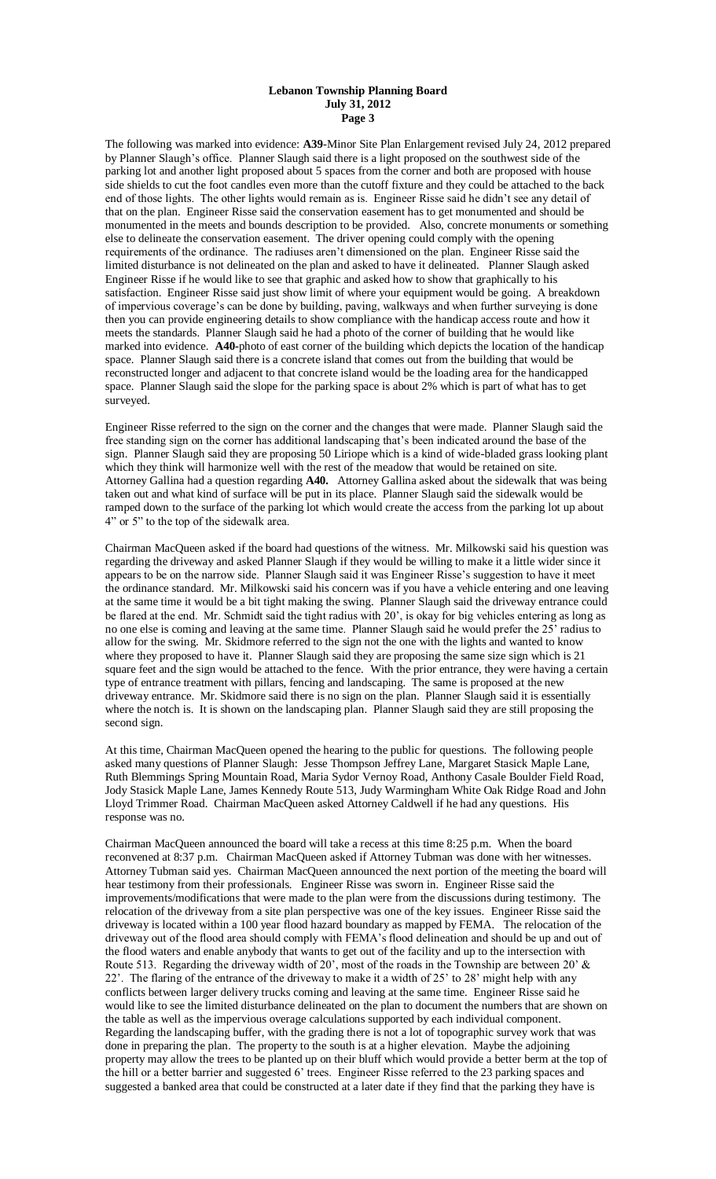The following was marked into evidence: **A39**-Minor Site Plan Enlargement revised July 24, 2012 prepared by Planner Slaugh's office. Planner Slaugh said there is a light proposed on the southwest side of the parking lot and another light proposed about 5 spaces from the corner and both are proposed with house side shields to cut the foot candles even more than the cutoff fixture and they could be attached to the back end of those lights. The other lights would remain as is. Engineer Risse said he didn't see any detail of that on the plan. Engineer Risse said the conservation easement has to get monumented and should be monumented in the meets and bounds description to be provided. Also, concrete monuments or something else to delineate the conservation easement. The driver opening could comply with the opening requirements of the ordinance. The radiuses aren't dimensioned on the plan. Engineer Risse said the limited disturbance is not delineated on the plan and asked to have it delineated. Planner Slaugh asked Engineer Risse if he would like to see that graphic and asked how to show that graphically to his satisfaction. Engineer Risse said just show limit of where your equipment would be going. A breakdown of impervious coverage's can be done by building, paving, walkways and when further surveying is done then you can provide engineering details to show compliance with the handicap access route and how it meets the standards. Planner Slaugh said he had a photo of the corner of building that he would like marked into evidence. **A40**-photo of east corner of the building which depicts the location of the handicap space. Planner Slaugh said there is a concrete island that comes out from the building that would be reconstructed longer and adjacent to that concrete island would be the loading area for the handicapped space. Planner Slaugh said the slope for the parking space is about 2% which is part of what has to get surveyed.

Engineer Risse referred to the sign on the corner and the changes that were made. Planner Slaugh said the free standing sign on the corner has additional landscaping that's been indicated around the base of the sign. Planner Slaugh said they are proposing 50 Liriope which is a kind of wide-bladed grass looking plant which they think will harmonize well with the rest of the meadow that would be retained on site. Attorney Gallina had a question regarding **A40.** Attorney Gallina asked about the sidewalk that was being taken out and what kind of surface will be put in its place. Planner Slaugh said the sidewalk would be ramped down to the surface of the parking lot which would create the access from the parking lot up about 4" or 5" to the top of the sidewalk area.

Chairman MacQueen asked if the board had questions of the witness. Mr. Milkowski said his question was regarding the driveway and asked Planner Slaugh if they would be willing to make it a little wider since it appears to be on the narrow side. Planner Slaugh said it was Engineer Risse's suggestion to have it meet the ordinance standard. Mr. Milkowski said his concern was if you have a vehicle entering and one leaving at the same time it would be a bit tight making the swing. Planner Slaugh said the driveway entrance could be flared at the end. Mr. Schmidt said the tight radius with 20', is okay for big vehicles entering as long as no one else is coming and leaving at the same time. Planner Slaugh said he would prefer the 25' radius to allow for the swing. Mr. Skidmore referred to the sign not the one with the lights and wanted to know where they proposed to have it. Planner Slaugh said they are proposing the same size sign which is 21 square feet and the sign would be attached to the fence. With the prior entrance, they were having a certain type of entrance treatment with pillars, fencing and landscaping. The same is proposed at the new driveway entrance. Mr. Skidmore said there is no sign on the plan. Planner Slaugh said it is essentially where the notch is. It is shown on the landscaping plan. Planner Slaugh said they are still proposing the second sign.

At this time, Chairman MacQueen opened the hearing to the public for questions. The following people asked many questions of Planner Slaugh: Jesse Thompson Jeffrey Lane, Margaret Stasick Maple Lane, Ruth Blemmings Spring Mountain Road, Maria Sydor Vernoy Road, Anthony Casale Boulder Field Road, Jody Stasick Maple Lane, James Kennedy Route 513, Judy Warmingham White Oak Ridge Road and John Lloyd Trimmer Road. Chairman MacQueen asked Attorney Caldwell if he had any questions. His response was no.

Chairman MacQueen announced the board will take a recess at this time 8:25 p.m. When the board reconvened at 8:37 p.m. Chairman MacQueen asked if Attorney Tubman was done with her witnesses. Attorney Tubman said yes. Chairman MacQueen announced the next portion of the meeting the board will hear testimony from their professionals. Engineer Risse was sworn in. Engineer Risse said the improvements/modifications that were made to the plan were from the discussions during testimony. The relocation of the driveway from a site plan perspective was one of the key issues. Engineer Risse said the driveway is located within a 100 year flood hazard boundary as mapped by FEMA. The relocation of the driveway out of the flood area should comply with FEMA's flood delineation and should be up and out of the flood waters and enable anybody that wants to get out of the facility and up to the intersection with Route 513. Regarding the driveway width of 20', most of the roads in the Township are between 20' & 22'. The flaring of the entrance of the driveway to make it a width of 25' to 28' might help with any conflicts between larger delivery trucks coming and leaving at the same time. Engineer Risse said he would like to see the limited disturbance delineated on the plan to document the numbers that are shown on the table as well as the impervious overage calculations supported by each individual component. Regarding the landscaping buffer, with the grading there is not a lot of topographic survey work that was done in preparing the plan. The property to the south is at a higher elevation. Maybe the adjoining property may allow the trees to be planted up on their bluff which would provide a better berm at the top of the hill or a better barrier and suggested 6' trees. Engineer Risse referred to the 23 parking spaces and suggested a banked area that could be constructed at a later date if they find that the parking they have is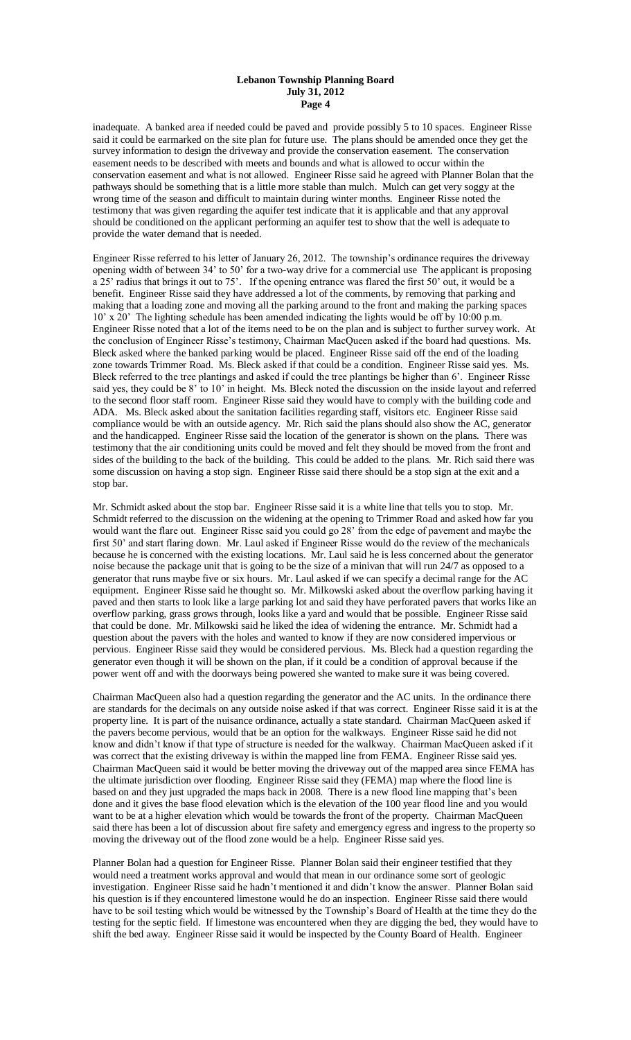inadequate. A banked area if needed could be paved and provide possibly 5 to 10 spaces. Engineer Risse said it could be earmarked on the site plan for future use. The plans should be amended once they get the survey information to design the driveway and provide the conservation easement. The conservation easement needs to be described with meets and bounds and what is allowed to occur within the conservation easement and what is not allowed. Engineer Risse said he agreed with Planner Bolan that the pathways should be something that is a little more stable than mulch. Mulch can get very soggy at the wrong time of the season and difficult to maintain during winter months. Engineer Risse noted the testimony that was given regarding the aquifer test indicate that it is applicable and that any approval should be conditioned on the applicant performing an aquifer test to show that the well is adequate to provide the water demand that is needed.

Engineer Risse referred to his letter of January 26, 2012. The township's ordinance requires the driveway opening width of between 34' to 50' for a two-way drive for a commercial use The applicant is proposing a 25' radius that brings it out to 75'. If the opening entrance was flared the first 50' out, it would be a benefit. Engineer Risse said they have addressed a lot of the comments, by removing that parking and making that a loading zone and moving all the parking around to the front and making the parking spaces 10' x 20' The lighting schedule has been amended indicating the lights would be off by 10:00 p.m. Engineer Risse noted that a lot of the items need to be on the plan and is subject to further survey work. At the conclusion of Engineer Risse's testimony, Chairman MacQueen asked if the board had questions. Ms. Bleck asked where the banked parking would be placed. Engineer Risse said off the end of the loading zone towards Trimmer Road. Ms. Bleck asked if that could be a condition. Engineer Risse said yes. Ms. Bleck referred to the tree plantings and asked if could the tree plantings be higher than 6'. Engineer Risse said yes, they could be 8' to 10' in height. Ms. Bleck noted the discussion on the inside layout and referred to the second floor staff room. Engineer Risse said they would have to comply with the building code and ADA. Ms. Bleck asked about the sanitation facilities regarding staff, visitors etc. Engineer Risse said compliance would be with an outside agency. Mr. Rich said the plans should also show the AC, generator and the handicapped. Engineer Risse said the location of the generator is shown on the plans. There was testimony that the air conditioning units could be moved and felt they should be moved from the front and sides of the building to the back of the building. This could be added to the plans. Mr. Rich said there was some discussion on having a stop sign. Engineer Risse said there should be a stop sign at the exit and a stop bar.

Mr. Schmidt asked about the stop bar. Engineer Risse said it is a white line that tells you to stop. Mr. Schmidt referred to the discussion on the widening at the opening to Trimmer Road and asked how far you would want the flare out. Engineer Risse said you could go 28' from the edge of pavement and maybe the first 50' and start flaring down. Mr. Laul asked if Engineer Risse would do the review of the mechanicals because he is concerned with the existing locations. Mr. Laul said he is less concerned about the generator noise because the package unit that is going to be the size of a minivan that will run 24/7 as opposed to a generator that runs maybe five or six hours. Mr. Laul asked if we can specify a decimal range for the AC equipment. Engineer Risse said he thought so. Mr. Milkowski asked about the overflow parking having it paved and then starts to look like a large parking lot and said they have perforated pavers that works like an overflow parking, grass grows through, looks like a yard and would that be possible. Engineer Risse said that could be done. Mr. Milkowski said he liked the idea of widening the entrance. Mr. Schmidt had a question about the pavers with the holes and wanted to know if they are now considered impervious or pervious. Engineer Risse said they would be considered pervious. Ms. Bleck had a question regarding the generator even though it will be shown on the plan, if it could be a condition of approval because if the power went off and with the doorways being powered she wanted to make sure it was being covered.

Chairman MacQueen also had a question regarding the generator and the AC units. In the ordinance there are standards for the decimals on any outside noise asked if that was correct. Engineer Risse said it is at the property line. It is part of the nuisance ordinance, actually a state standard. Chairman MacQueen asked if the pavers become pervious, would that be an option for the walkways. Engineer Risse said he did not know and didn't know if that type of structure is needed for the walkway. Chairman MacQueen asked if it was correct that the existing driveway is within the mapped line from FEMA. Engineer Risse said yes. Chairman MacQueen said it would be better moving the driveway out of the mapped area since FEMA has the ultimate jurisdiction over flooding. Engineer Risse said they (FEMA) map where the flood line is based on and they just upgraded the maps back in 2008. There is a new flood line mapping that's been done and it gives the base flood elevation which is the elevation of the 100 year flood line and you would want to be at a higher elevation which would be towards the front of the property. Chairman MacQueen said there has been a lot of discussion about fire safety and emergency egress and ingress to the property so moving the driveway out of the flood zone would be a help. Engineer Risse said yes.

Planner Bolan had a question for Engineer Risse. Planner Bolan said their engineer testified that they would need a treatment works approval and what that mean in our ordinance some sort of geologic investigation. Engineer Risse said he hadn't mentioned it and didn't know the answer. Planner Bolan said his question is if they encountered limestone would he do an inspection. Engineer Risse said there would have to be soil testing which would be witnessed by the Township's Board of Health at the time they do the testing for the septic field. If limestone was encountered when they are digging the bed, they would have to shift the bed away. Engineer Risse said it would be inspected by the County Board of Health. Engineer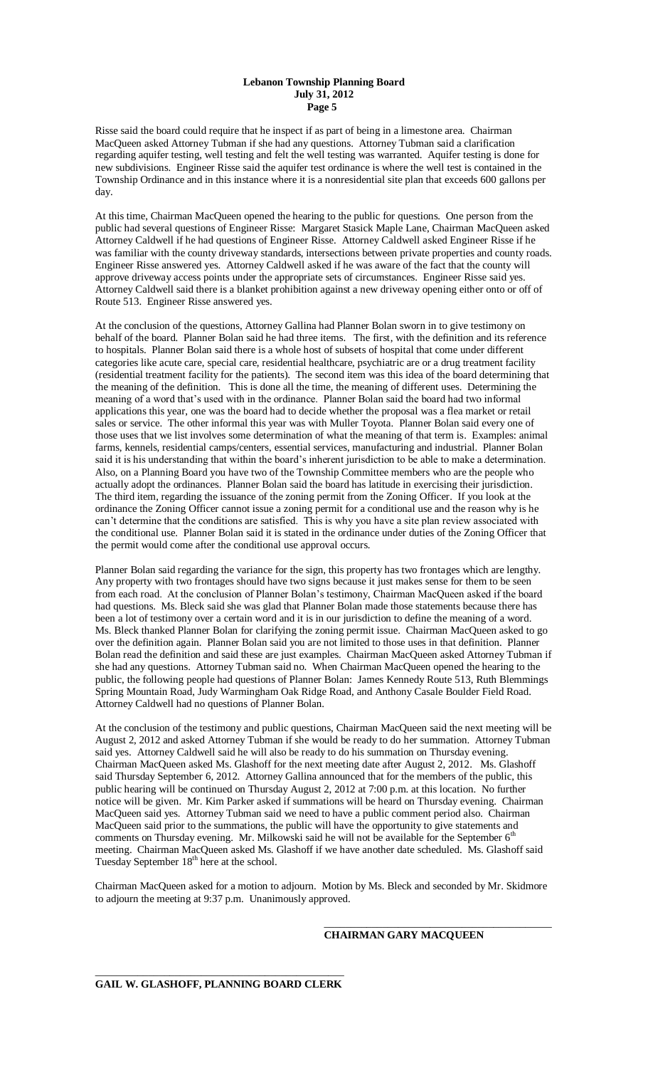Risse said the board could require that he inspect if as part of being in a limestone area. Chairman MacQueen asked Attorney Tubman if she had any questions. Attorney Tubman said a clarification regarding aquifer testing, well testing and felt the well testing was warranted. Aquifer testing is done for new subdivisions. Engineer Risse said the aquifer test ordinance is where the well test is contained in the Township Ordinance and in this instance where it is a nonresidential site plan that exceeds 600 gallons per day.

At this time, Chairman MacQueen opened the hearing to the public for questions. One person from the public had several questions of Engineer Risse: Margaret Stasick Maple Lane, Chairman MacQueen asked Attorney Caldwell if he had questions of Engineer Risse. Attorney Caldwell asked Engineer Risse if he was familiar with the county driveway standards, intersections between private properties and county roads. Engineer Risse answered yes. Attorney Caldwell asked if he was aware of the fact that the county will approve driveway access points under the appropriate sets of circumstances. Engineer Risse said yes. Attorney Caldwell said there is a blanket prohibition against a new driveway opening either onto or off of Route 513. Engineer Risse answered yes.

At the conclusion of the questions, Attorney Gallina had Planner Bolan sworn in to give testimony on behalf of the board. Planner Bolan said he had three items. The first, with the definition and its reference to hospitals. Planner Bolan said there is a whole host of subsets of hospital that come under different categories like acute care, special care, residential healthcare, psychiatric are or a drug treatment facility (residential treatment facility for the patients). The second item was this idea of the board determining that the meaning of the definition. This is done all the time, the meaning of different uses. Determining the meaning of a word that's used with in the ordinance. Planner Bolan said the board had two informal applications this year, one was the board had to decide whether the proposal was a flea market or retail sales or service. The other informal this year was with Muller Toyota. Planner Bolan said every one of those uses that we list involves some determination of what the meaning of that term is. Examples: animal farms, kennels, residential camps/centers, essential services, manufacturing and industrial. Planner Bolan said it is his understanding that within the board's inherent jurisdiction to be able to make a determination. Also, on a Planning Board you have two of the Township Committee members who are the people who actually adopt the ordinances. Planner Bolan said the board has latitude in exercising their jurisdiction. The third item, regarding the issuance of the zoning permit from the Zoning Officer. If you look at the ordinance the Zoning Officer cannot issue a zoning permit for a conditional use and the reason why is he can't determine that the conditions are satisfied. This is why you have a site plan review associated with the conditional use. Planner Bolan said it is stated in the ordinance under duties of the Zoning Officer that the permit would come after the conditional use approval occurs.

Planner Bolan said regarding the variance for the sign, this property has two frontages which are lengthy. Any property with two frontages should have two signs because it just makes sense for them to be seen from each road. At the conclusion of Planner Bolan's testimony, Chairman MacQueen asked if the board had questions. Ms. Bleck said she was glad that Planner Bolan made those statements because there has been a lot of testimony over a certain word and it is in our jurisdiction to define the meaning of a word. Ms. Bleck thanked Planner Bolan for clarifying the zoning permit issue. Chairman MacQueen asked to go over the definition again. Planner Bolan said you are not limited to those uses in that definition. Planner Bolan read the definition and said these are just examples. Chairman MacQueen asked Attorney Tubman if she had any questions. Attorney Tubman said no. When Chairman MacQueen opened the hearing to the public, the following people had questions of Planner Bolan: James Kennedy Route 513, Ruth Blemmings Spring Mountain Road, Judy Warmingham Oak Ridge Road, and Anthony Casale Boulder Field Road. Attorney Caldwell had no questions of Planner Bolan.

At the conclusion of the testimony and public questions, Chairman MacQueen said the next meeting will be August 2, 2012 and asked Attorney Tubman if she would be ready to do her summation. Attorney Tubman said yes. Attorney Caldwell said he will also be ready to do his summation on Thursday evening. Chairman MacQueen asked Ms. Glashoff for the next meeting date after August 2, 2012. Ms. Glashoff said Thursday September 6, 2012. Attorney Gallina announced that for the members of the public, this public hearing will be continued on Thursday August 2, 2012 at 7:00 p.m. at this location. No further notice will be given. Mr. Kim Parker asked if summations will be heard on Thursday evening. Chairman MacQueen said yes. Attorney Tubman said we need to have a public comment period also. Chairman MacQueen said prior to the summations, the public will have the opportunity to give statements and comments on Thursday evening. Mr. Milkowski said he will not be available for the September 6th meeting. Chairman MacQueen asked Ms. Glashoff if we have another date scheduled. Ms. Glashoff said Tuesday September 18th here at the school.

Chairman MacQueen asked for a motion to adjourn. Motion by Ms. Bleck and seconded by Mr. Skidmore to adjourn the meeting at 9:37 p.m. Unanimously approved.

\_\_\_\_\_\_\_\_\_\_\_\_\_\_\_\_\_\_\_\_\_\_\_\_\_\_\_\_\_\_\_\_\_\_\_\_\_\_\_\_

**CHAIRMAN GARY MACQUEEN**

\_\_\_\_\_\_\_\_\_\_\_\_\_\_\_\_\_\_\_\_\_\_\_\_\_\_\_\_\_\_\_\_\_\_\_\_\_\_\_\_

**GAIL W. GLASHOFF, PLANNING BOARD CLERK**